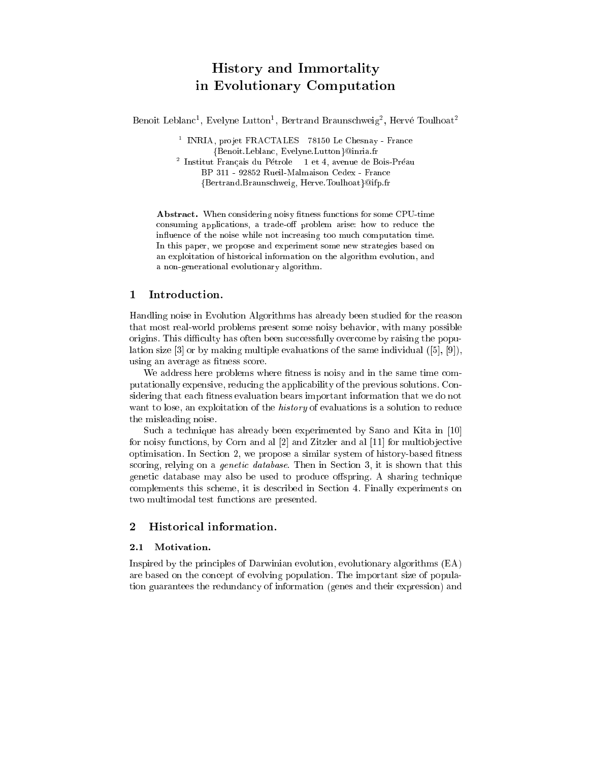# History and Immortality in Evolutionary Computation

Benoit Leblanc[1], Evelyne Lutton[1], Bertrand Braunschweig[2], Hervé Toulhoat[2]

[1] INRIA, projet FRACTALES 78150 Le Chesnay - France
{Benoit.Leblanc, Evelyne.Lutton}@inria.fr

[2] Institut Français du Pétrole 1 et 4, avenue de Bois-Préau
BP 311 - 92852 Rueil-Malmaison Cedex - France
{Bertrand.Braunschweig, Herve.Toulhoat}@ifp.fr

**Abstract.** When considering noisy fitness functions for some CPU-time consuming applications, a trade-off problem arise: how to reduce the influence of the noise while not increasing too much computation time. In this paper, we propose and experiment some new strategies based on an exploitation of historical information on the algorithm evolution, and a non-generational evolutionary algorithm.

## 1 Introduction.

Handling noise in Evolution Algorithms has already been studied for the reason that most real-world problems present some noisy behavior, with many possible origins. This difficulty has often been successfully overcome by raising the population size [3] or by making multiple evaluations of the same individual ([5], [9]), using an average as fitness score.

We address here problems where fitness is noisy and in the same time computationally expensive, reducing the applicability of the previous solutions. Considering that each fitness evaluation bears important information that we do not want to lose, an exploitation of the *history* of evaluations is a solution to reduce the misleading noise.

Such a technique has already been experimented by Sano and Kita in [10] for noisy functions, by Corn and al [2] and Zitzler and al [11] for multiobjective optimisation. In Section 2, we propose a similar system of history-based fitness scoring, relying on a *genetic database*. Then in Section 3, it is shown that this genetic database may also be used to produce offspring. A sharing technique complements this scheme, it is described in Section 4. Finally experiments on two multimodal test functions are presented.

## 2 Historical information.

### 2.1 Motivation.

Inspired by the principles of Darwinian evolution, evolutionary algorithms (EA) are based on the concept of evolving population. The important size of population guarantees the redundancy of information (genes and their expression) and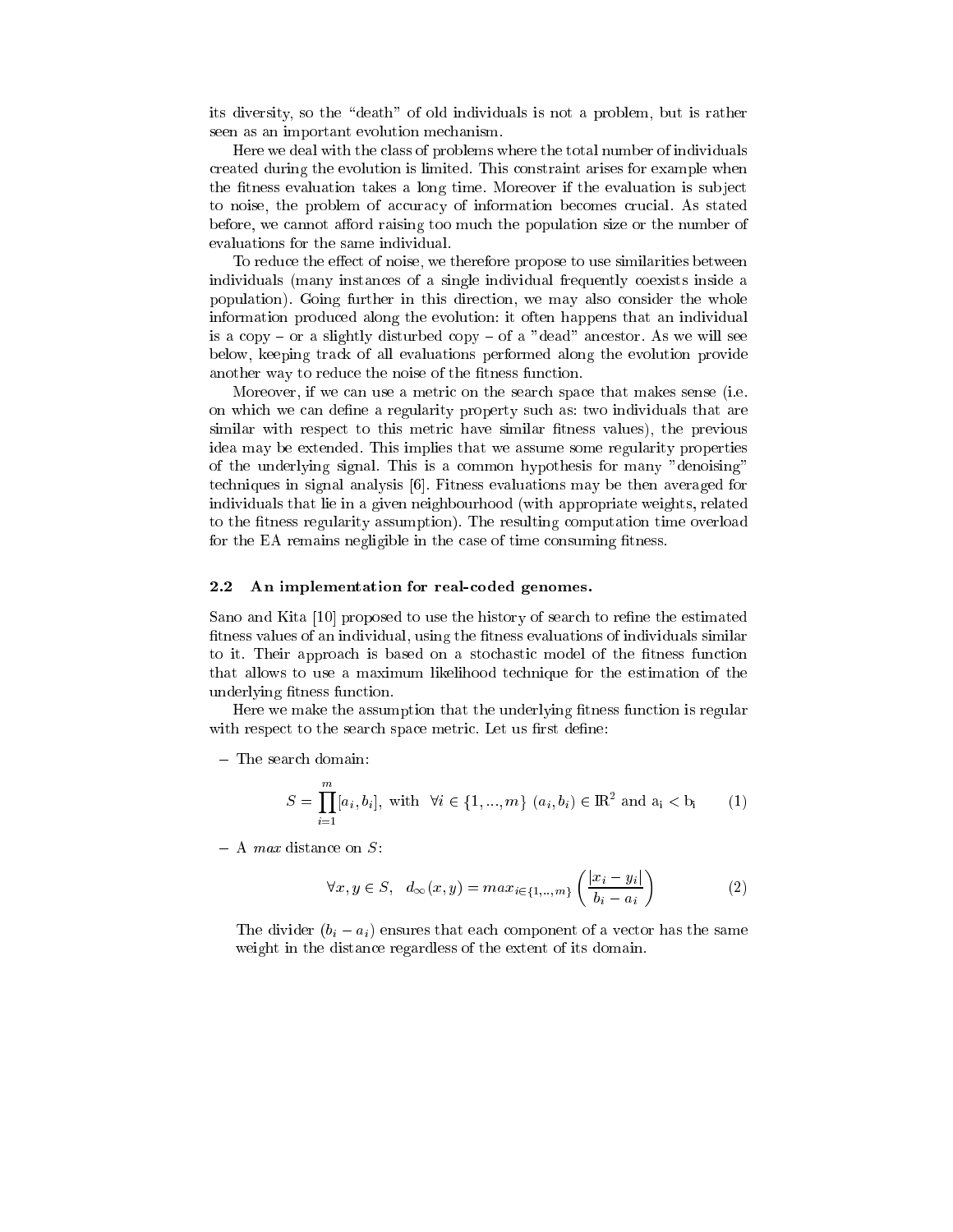its diversity, so the "death" of old individuals is not a problem, but is rather seen as an important evolution mechanism.

Here we deal with the class of problems where the total number of individuals created during the evolution is limited. This constraint arises for example when the fitness evaluation takes a long time. Moreover if the evaluation is subject to noise, the problem of accuracy of information becomes crucial. As stated before, we cannot afford raising too much the population size or the number of evaluations for the same individual.

To reduce the effect of noise, we therefore propose to use similarities between individuals (many instances of a single individual frequently coexists inside a population). Going further in this direction, we may also consider the whole information produced along the evolution: it often happens that an individual is a copy – or a slightly disturbed copy – of a "dead" ancestor. As we will see below, keeping track of all evaluations performed along the evolution provide another way to reduce the noise of the fitness function.

Moreover, if we can use a metric on the search space that makes sense (i.e. on which we can define a regularity property such as: two individuals that are similar with respect to this metric have similar fitness values), the previous idea may be extended. This implies that we assume some regularity properties of the underlying signal. This is a common hypothesis for many "denoising" techniques in signal analysis [6]. Fitness evaluations may be then averaged for individuals that lie in a given neighbourhood (with appropriate weights, related to the fitness regularity assumption). The resulting computation time overload for the EA remains negligible in the case of time consuming fitness.

### 2.2 An implementation for real-coded genomes.

Sano and Kita [10] proposed to use the history of search to refine the estimated fitness values of an individual, using the fitness evaluations of individuals similar to it. Their approach is based on a stochastic model of the fitness function that allows to use a maximum likelihood technique for the estimation of the underlying fitness function.

Here we make the assumption that the underlying fitness function is regular with respect to the search space metric. Let us first define:

- The search domain:

$$S = \prod_{i=1}^{m} [a_i, b_i], \text{ with } \forall i \in \{1, ..., m\} \; (a_i, b_i) \in \mathbb{R}^2 \text{ and } a_i < b_i \tag{1}$$

- A *max* distance on $S$:

$$\forall x, y \in S, \quad d_\infty(x, y) = max_{i \in \{1,..,m\}} \left( \frac{|x_i - y_i|}{b_i - a_i} \right) \tag{2}$$

  The divider $(b_i - a_i)$ ensures that each component of a vector has the same weight in the distance regardless of the extent of its domain.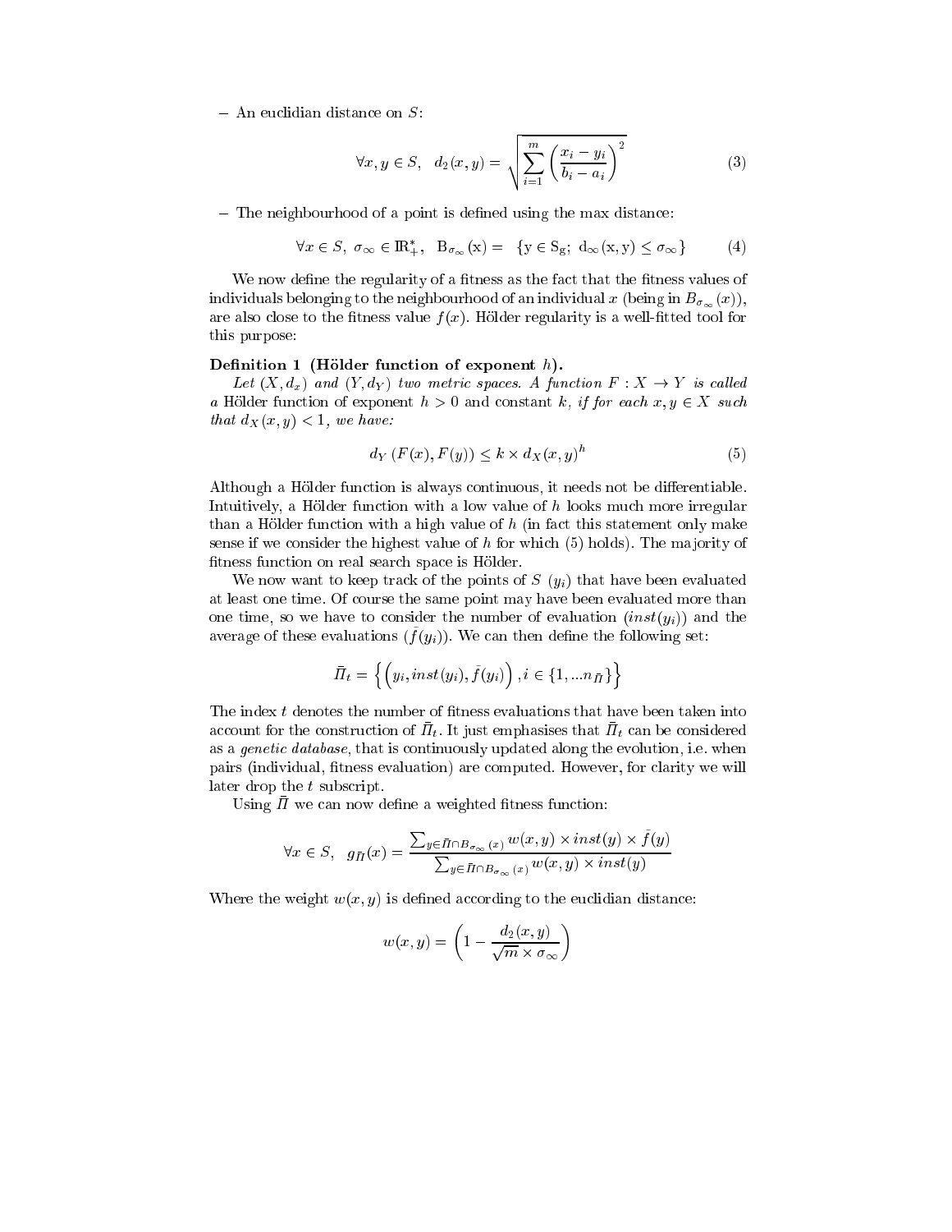– An euclidian distance on $S$:

$$\forall x, y \in S, \quad d_2(x, y) = \sqrt{\sum_{i=1}^{m} \left( \frac{x_i - y_i}{b_i - a_i} \right)^2} \tag{3}$$

– The neighbourhood of a point is defined using the max distance:

$$\forall x \in S, \ \sigma_\infty \in \mathbb{R}_+^*, \quad \mathrm{B}_{\sigma_\infty}(\mathrm{x}) = \ \{\mathrm{y} \in \mathrm{S_g}; \ \mathrm{d}_\infty(\mathrm{x}, \mathrm{y}) \leq \sigma_\infty\} \tag{4}$$

We now define the regularity of a fitness as the fact that the fitness values of individuals belonging to the neighbourhood of an individual $x$ (being in $B_{\sigma_\infty}(x)$), are also close to the fitness value $f(x)$. Hölder regularity is a well-fitted tool for this purpose:

**Definition 1 (Hölder function of exponent $h$).**

*Let $(X, d_x)$ and $(Y, d_Y)$ two metric spaces. A function $F : X \to Y$ is called a* Hölder function of exponent $h > 0$ and constant $k$, *if for each $x, y \in X$ such that $d_X(x, y) < 1$, we have:*

$$d_Y(F(x), F(y)) \leq k \times d_X(x, y)^h \tag{5}$$

Although a Hölder function is always continuous, it needs not be differentiable. Intuitively, a Hölder function with a low value of $h$ looks much more irregular than a Hölder function with a high value of $h$ (in fact this statement only make sense if we consider the highest value of $h$ for which (5) holds). The majority of fitness function on real search space is Hölder.

We now want to keep track of the points of $S$ $(y_i)$ that have been evaluated at least one time. Of course the same point may have been evaluated more than one time, so we have to consider the number of evaluation $(inst(y_i))$ and the average of these evaluations $(\bar{f}(y_i))$. We can then define the following set:

$$\bar{\Pi}_t = \left\{ \left( y_i, inst(y_i), \bar{f}(y_i) \right), i \in \{1, ... n_{\bar{\Pi}}\} \right\}$$

The index $t$ denotes the number of fitness evaluations that have been taken into account for the construction of $\bar{\Pi}_t$. It just emphasises that $\bar{\Pi}_t$ can be considered as a *genetic database*, that is continuously updated along the evolution, i.e. when pairs (individual, fitness evaluation) are computed. However, for clarity we will later drop the $t$ subscript.

Using $\bar{\Pi}$ we can now define a weighted fitness function:

$$\forall x \in S, \quad g_{\bar{\Pi}}(x) = \frac{\sum_{y \in \bar{\Pi} \cap B_{\sigma_\infty}(x)} w(x, y) \times inst(y) \times \bar{f}(y)}{\sum_{y \in \bar{\Pi} \cap B_{\sigma_\infty}(x)} w(x, y) \times inst(y)}$$

Where the weight $w(x, y)$ is defined according to the euclidian distance:

$$w(x, y) = \left( 1 - \frac{d_2(x, y)}{\sqrt{m} \times \sigma_\infty} \right)$$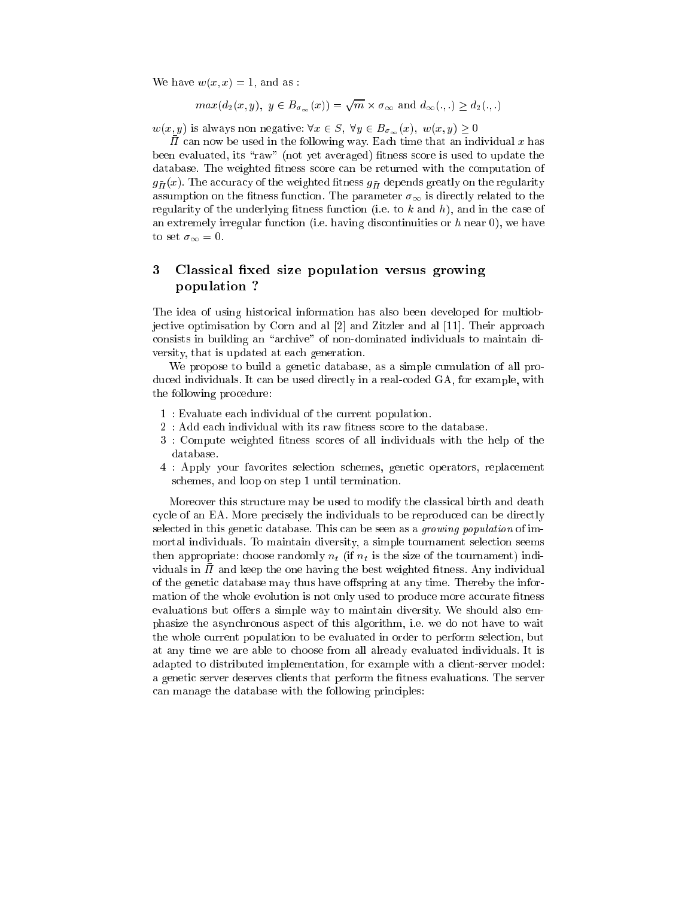We have $w(x, x) = 1$, and as :

$$max(d_2(x, y),\ y \in B_{\sigma_\infty}(x)) = \sqrt{m} \times \sigma_\infty \text{ and } d_\infty(.,.) \geq d_2(.,.)$$

$w(x, y)$ is always non negative: $\forall x \in S,\ \forall y \in B_{\sigma_\infty}(x),\ w(x, y) \geq 0$

$\bar{\Pi}$ can now be used in the following way. Each time that an individual $x$ has been evaluated, its "raw" (not yet averaged) fitness score is used to update the database. The weighted fitness score can be returned with the computation of $g_{\bar{\Pi}}(x)$. The accuracy of the weighted fitness $g_{\bar{\Pi}}$ depends greatly on the regularity assumption on the fitness function. The parameter $\sigma_\infty$ is directly related to the regularity of the underlying fitness function (i.e. to $k$ and $h$), and in the case of an extremely irregular function (i.e. having discontinuities or $h$ near 0), we have to set $\sigma_\infty = 0$.

## 3 Classical fixed size population versus growing population ?

The idea of using historical information has also been developed for multiobjective optimisation by Corn and al [2] and Zitzler and al [11]. Their approach consists in building an "archive" of non-dominated individuals to maintain diversity, that is updated at each generation.

We propose to build a genetic database, as a simple cumulation of all produced individuals. It can be used directly in a real-coded GA, for example, with the following procedure:

1 : Evaluate each individual of the current population.
2 : Add each individual with its raw fitness score to the database.
3 : Compute weighted fitness scores of all individuals with the help of the database.
4 : Apply your favorites selection schemes, genetic operators, replacement schemes, and loop on step 1 until termination.

Moreover this structure may be used to modify the classical birth and death cycle of an EA. More precisely the individuals to be reproduced can be directly selected in this genetic database. This can be seen as a *growing population* of immortal individuals. To maintain diversity, a simple tournament selection seems then appropriate: choose randomly $n_t$ (if $n_t$ is the size of the tournament) individuals in $\bar{\Pi}$ and keep the one having the best weighted fitness. Any individual of the genetic database may thus have offspring at any time. Thereby the information of the whole evolution is not only used to produce more accurate fitness evaluations but offers a simple way to maintain diversity. We should also emphasize the asynchronous aspect of this algorithm, i.e. we do not have to wait the whole current population to be evaluated in order to perform selection, but at any time we are able to choose from all already evaluated individuals. It is adapted to distributed implementation, for example with a client-server model: a genetic server deserves clients that perform the fitness evaluations. The server can manage the database with the following principles: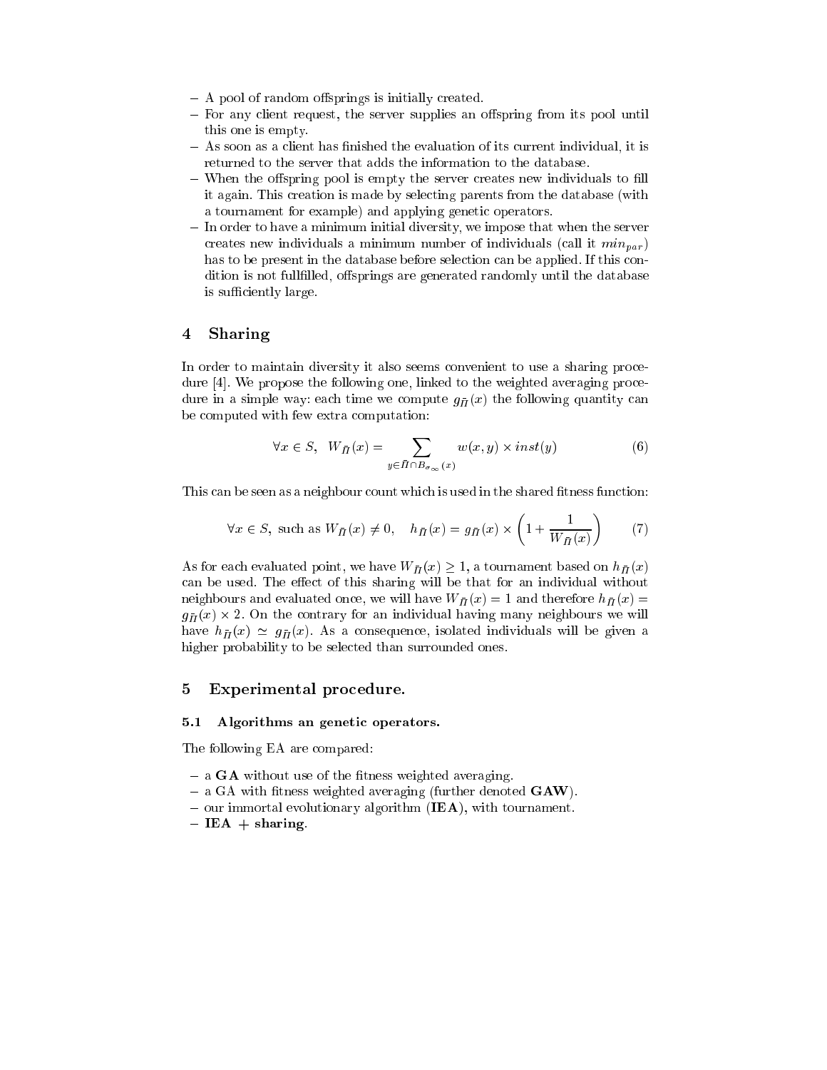- A pool of random offsprings is initially created.
- For any client request, the server supplies an offspring from its pool until this one is empty.
- As soon as a client has finished the evaluation of its current individual, it is returned to the server that adds the information to the database.
- When the offspring pool is empty the server creates new individuals to fill it again. This creation is made by selecting parents from the database (with a tournament for example) and applying genetic operators.
- In order to have a minimum initial diversity, we impose that when the server creates new individuals a minimum number of individuals (call it $min_{par}$) has to be present in the database before selection can be applied. If this condition is not fullfilled, offsprings are generated randomly until the database is sufficiently large.

## 4 Sharing

In order to maintain diversity it also seems convenient to use a sharing procedure [4]. We propose the following one, linked to the weighted averaging procedure in a simple way: each time we compute $g_{\bar{\Pi}}(x)$ the following quantity can be computed with few extra computation:

$$\forall x \in S, \quad W_{\bar{\Pi}}(x) = \sum_{y \in \bar{\Pi} \cap B_{\sigma_\infty}(x)} w(x,y) \times inst(y) \tag{6}$$

This can be seen as a neighbour count which is used in the shared fitness function:

$$\forall x \in S, \text{ such as } W_{\bar{\Pi}}(x) \neq 0, \quad h_{\bar{\Pi}}(x) = g_{\bar{\Pi}}(x) \times \left(1 + \frac{1}{W_{\bar{\Pi}}(x)}\right) \tag{7}$$

As for each evaluated point, we have $W_{\bar{\Pi}}(x) \geq 1$, a tournament based on $h_{\bar{\Pi}}(x)$ can be used. The effect of this sharing will be that for an individual without neighbours and evaluated once, we will have $W_{\bar{\Pi}}(x) = 1$ and therefore $h_{\bar{\Pi}}(x) = g_{\bar{\Pi}}(x) \times 2$. On the contrary for an individual having many neighbours we will have $h_{\bar{\Pi}}(x) \simeq g_{\bar{\Pi}}(x)$. As a consequence, isolated individuals will be given a higher probability to be selected than surrounded ones.

## 5 Experimental procedure.

### 5.1 Algorithms an genetic operators.

The following EA are compared:

- a **GA** without use of the fitness weighted averaging.
- a GA with fitness weighted averaging (further denoted **GAW**).
- our immortal evolutionary algorithm (**IEA**), with tournament.
- **IEA + sharing**.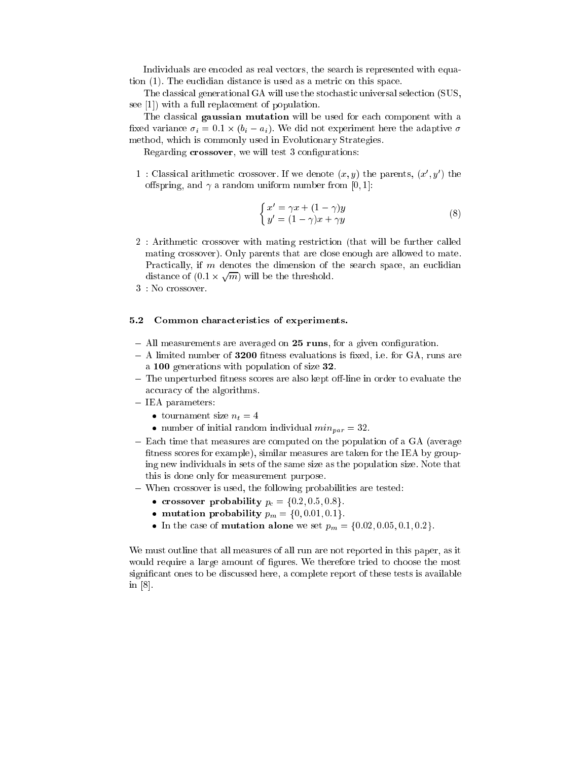Individuals are encoded as real vectors, the search is represented with equation (1). The euclidian distance is used as a metric on this space.

The classical generational GA will use the stochastic universal selection (SUS, see [1]) with a full replacement of population.

The classical **gaussian mutation** will be used for each component with a fixed variance $\sigma_i = 0.1 \times (b_i - a_i)$. We did not experiment here the adaptive $\sigma$ method, which is commonly used in Evolutionary Strategies.

Regarding **crossover**, we will test 3 configurations:

1 : Classical arithmetic crossover. If we denote $(x, y)$ the parents, $(x', y')$ the offspring, and $\gamma$ a random uniform number from $[0, 1]$:

$$\begin{cases} x' = \gamma x + (1 - \gamma) y \\ y' = (1 - \gamma) x + \gamma y \end{cases} \tag{8}$$

2 : Arithmetic crossover with mating restriction (that will be further called mating crossover). Only parents that are close enough are allowed to mate. Practically, if $m$ denotes the dimension of the search space, an euclidian distance of $(0.1 \times \sqrt{m})$ will be the threshold.

3 : No crossover.

### 5.2 Common characteristics of experiments.

- All measurements are averaged on **25 runs**, for a given configuration.
- A limited number of **3200** fitness evaluations is fixed, i.e. for GA, runs are a **100** generations with population of size **32**.
- The unperturbed fitness scores are also kept off-line in order to evaluate the accuracy of the algorithms.
- IEA parameters:
  - tournament size $n_t = 4$
  - number of initial random individual $min_{par} = 32$.
- Each time that measures are computed on the population of a GA (average fitness scores for example), similar measures are taken for the IEA by grouping new individuals in sets of the same size as the population size. Note that this is done only for measurement purpose.
- When crossover is used, the following probabilities are tested:
  - **crossover probability** $p_c = \{0.2, 0.5, 0.8\}$.
  - **mutation probability** $p_m = \{0, 0.01, 0.1\}$.
  - In the case of **mutation alone** we set $p_m = \{0.02, 0.05, 0.1, 0.2\}$.

We must outline that all measures of all run are not reported in this paper, as it would require a large amount of figures. We therefore tried to choose the most significant ones to be discussed here, a complete report of these tests is available in [8].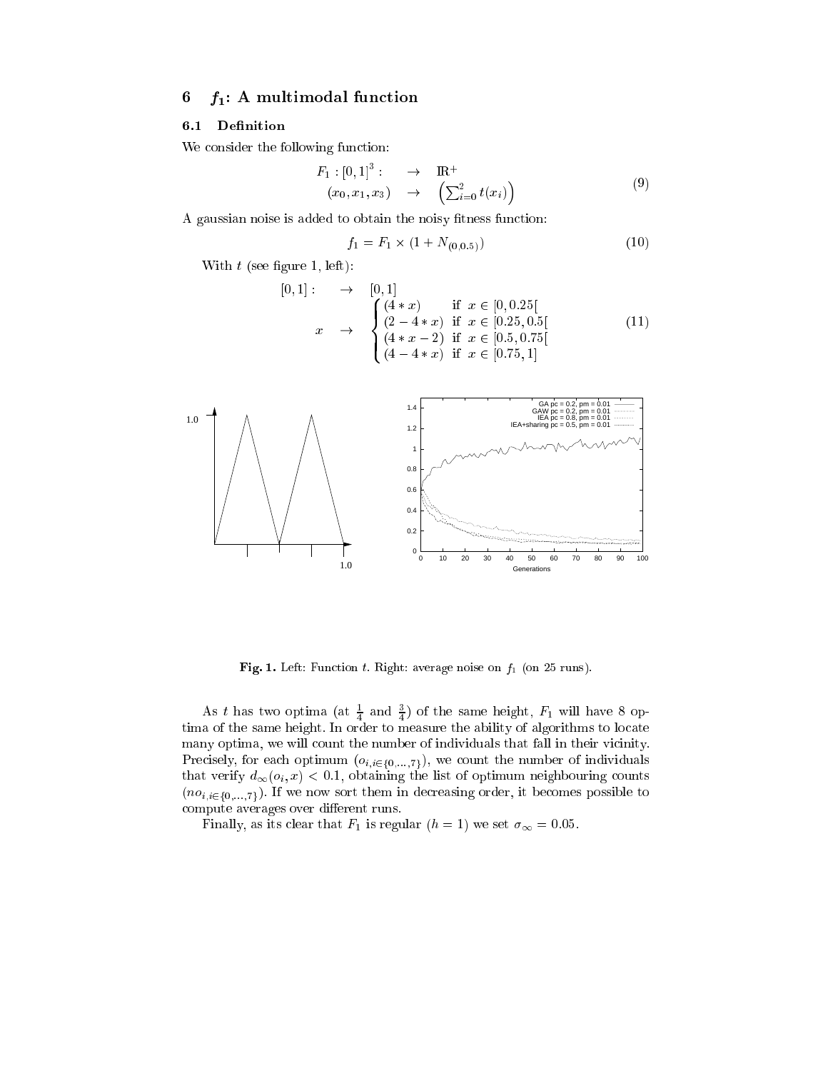## 6 $f_1$: A multimodal function

### 6.1 Definition

We consider the following function:

$$
\begin{array}{rcl}
F_1 : [0,1]^3 : & \rightarrow & \mathbb{R}^+ \\
(x_0, x_1, x_3) & \rightarrow & \left(\sum_{i=0}^{2} t(x_i)\right)
\end{array}
\tag{9}
$$

A gaussian noise is added to obtain the noisy fitness function:

$$
f_1 = F_1 \times (1 + N_{(0,0.5)})
\tag{10}
$$

With $t$ (see figure 1, left):

$$
\begin{array}{rcl}
[0,1] : & \rightarrow & [0,1] \\
x & \rightarrow & \begin{cases} (4 * x) & \text{if } x \in [0, 0.25[ \\ (2 - 4 * x) & \text{if } x \in [0.25, 0.5[ \\ (4 * x - 2) & \text{if } x \in [0.5, 0.75[ \\ (4 - 4 * x) & \text{if } x \in [0.75, 1] \end{cases}
\end{array}
\tag{11}
$$

**Fig. 1.** Left: Function $t$. Right: average noise on $f_1$ (on 25 runs).

As $t$ has two optima (at $\frac{1}{4}$ and $\frac{3}{4}$) of the same height, $F_1$ will have 8 optima of the same height. In order to measure the ability of algorithms to locate many optima, we will count the number of individuals that fall in their vicinity. Precisely, for each optimum ($o_{i, i \in \{0,\ldots,7\}}$), we count the number of individuals that verify $d_\infty(o_i, x) < 0.1$, obtaining the list of optimum neighbouring counts ($no_{i, i \in \{0,\ldots,7\}}$). If we now sort them in decreasing order, it becomes possible to compute averages over different runs.

Finally, as its clear that $F_1$ is regular ($h = 1$) we set $\sigma_\infty = 0.05$.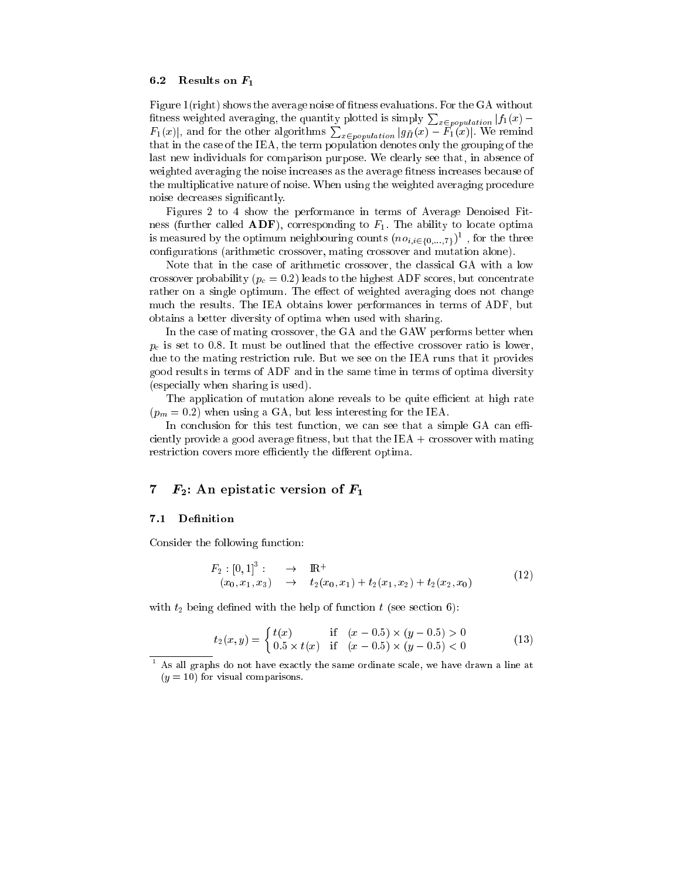### 6.2 Results on $F_1$

Figure 1(right) shows the average noise of fitness evaluations. For the GA without fitness weighted averaging, the quantity plotted is simply $\sum_{x \in population} |f_1(x) - F_1(x)|$, and for the other algorithms $\sum_{x \in population} |g_{\Pi}(x) - F_1(x)|$. We remind that in the case of the IEA, the term population denotes only the grouping of the last new individuals for comparison purpose. We clearly see that, in absence of weighted averaging the noise increases as the average fitness increases because of the multiplicative nature of noise. When using the weighted averaging procedure noise decreases significantly.

Figures 2 to 4 show the performance in terms of Average Denoised Fitness (further called **ADF**), corresponding to $F_1$. The ability to locate optima is measured by the optimum neighbouring counts $(no_{i, i \in \{0,\dots,7\}})$[1] , for the three configurations (arithmetic crossover, mating crossover and mutation alone).

Note that in the case of arithmetic crossover, the classical GA with a low crossover probability ($p_c = 0.2$) leads to the highest ADF scores, but concentrate rather on a single optimum. The effect of weighted averaging does not change much the results. The IEA obtains lower performances in terms of ADF, but obtains a better diversity of optima when used with sharing.

In the case of mating crossover, the GA and the GAW performs better when $p_c$ is set to 0.8. It must be outlined that the effective crossover ratio is lower, due to the mating restriction rule. But we see on the IEA runs that it provides good results in terms of ADF and in the same time in terms of optima diversity (especially when sharing is used).

The application of mutation alone reveals to be quite efficient at high rate ($p_m = 0.2$) when using a GA, but less interesting for the IEA.

In conclusion for this test function, we can see that a simple GA can efficiently provide a good average fitness, but that the IEA + crossover with mating restriction covers more efficiently the different optima.

## 7 $F_2$: An epistatic version of $F_1$

### 7.1 Definition

Consider the following function:

$$
\begin{array}{rcl}
F_2 : [0,1]^3 : & \rightarrow & \mathbb{R}^+ \\
(x_0, x_1, x_3) & \rightarrow & t_2(x_0, x_1) + t_2(x_1, x_2) + t_2(x_2, x_0)
\end{array}
\tag{12}
$$

with $t_2$ being defined with the help of function $t$ (see section 6):

$$
t_2(x, y) = \begin{cases} t(x) & \text{if} \quad (x - 0.5) \times (y - 0.5) > 0 \\ 0.5 \times t(x) & \text{if} \quad (x - 0.5) \times (y - 0.5) < 0 \end{cases}
\tag{13}
$$

[1] As all graphs do not have exactly the same ordinate scale, we have drawn a line at ($y = 10$) for visual comparisons.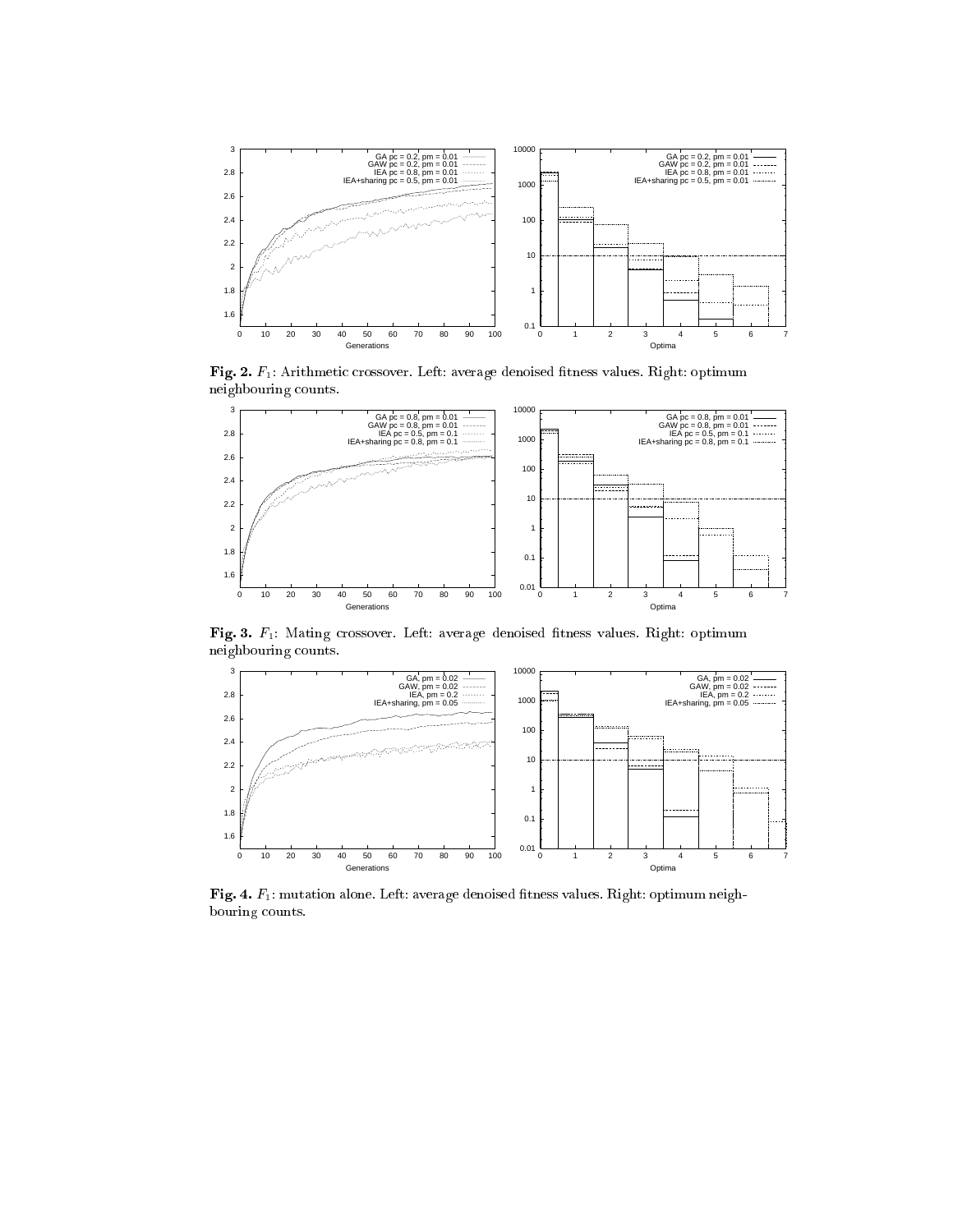**Fig. 2.** $F_1$: Arithmetic crossover. Left: average denoised fitness values. Right: optimum neighbouring counts.

**Fig. 3.** $F_1$: Mating crossover. Left: average denoised fitness values. Right: optimum neighbouring counts.

**Fig. 4.** $F_1$: mutation alone. Left: average denoised fitness values. Right: optimum neighbouring counts.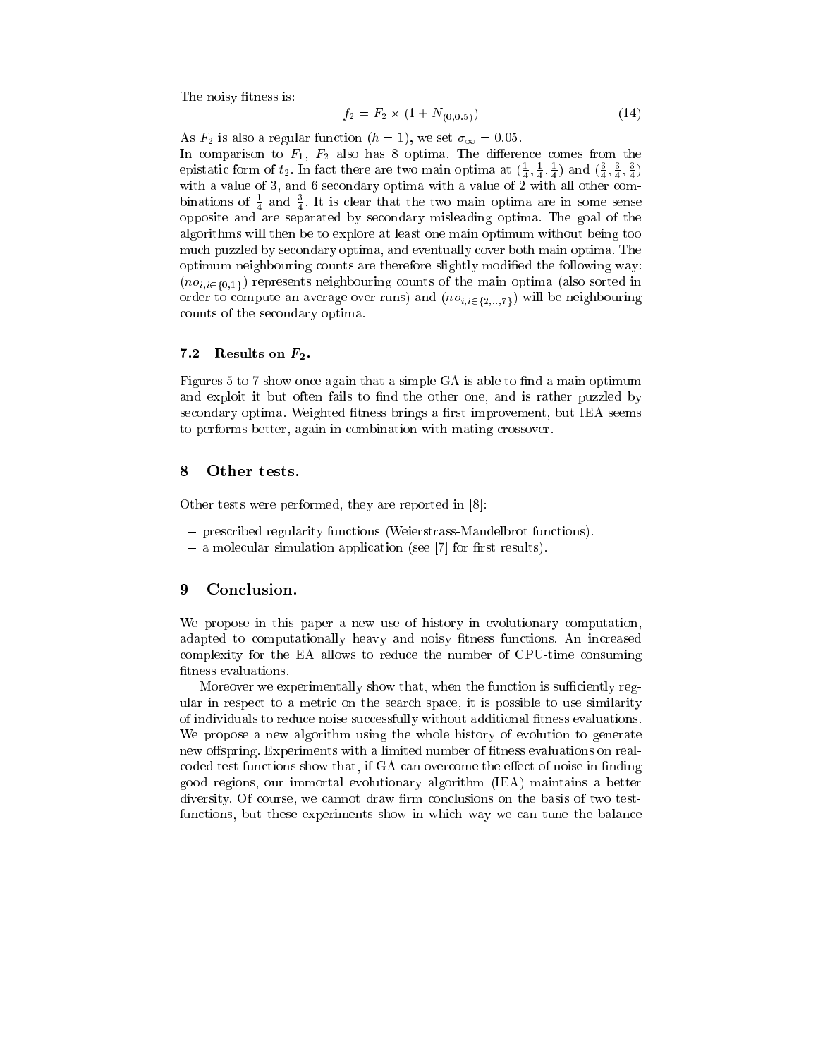The noisy fitness is:

$$f_2 = F_2 \times (1 + N_{(0,0.5)}) \tag{14}$$

As $F_2$ is also a regular function ($h = 1$), we set $\sigma_\infty = 0.05$.
In comparison to $F_1$, $F_2$ also has 8 optima. The difference comes from the epistatic form of $t_2$. In fact there are two main optima at $(\frac{1}{4}, \frac{1}{4}, \frac{1}{4})$ and $(\frac{3}{4}, \frac{3}{4}, \frac{3}{4})$ with a value of 3, and 6 secondary optima with a value of 2 with all other combinations of $\frac{1}{4}$ and $\frac{3}{4}$. It is clear that the two main optima are in some sense opposite and are separated by secondary misleading optima. The goal of the algorithms will then be to explore at least one main optimum without being too much puzzled by secondary optima, and eventually cover both main optima. The optimum neighbouring counts are therefore slightly modified the following way: $(no_{i, i \in \{0,1\}})$ represents neighbouring counts of the main optima (also sorted in order to compute an average over runs) and $(no_{i, i \in \{2,..,7\}})$ will be neighbouring counts of the secondary optima.

### 7.2 Results on $F_2$.

Figures 5 to 7 show once again that a simple GA is able to find a main optimum and exploit it but often fails to find the other one, and is rather puzzled by secondary optima. Weighted fitness brings a first improvement, but IEA seems to performs better, again in combination with mating crossover.

## 8 Other tests.

Other tests were performed, they are reported in [8]:

- prescribed regularity functions (Weierstrass-Mandelbrot functions).
- a molecular simulation application (see [7] for first results).

## 9 Conclusion.

We propose in this paper a new use of history in evolutionary computation, adapted to computationally heavy and noisy fitness functions. An increased complexity for the EA allows to reduce the number of CPU-time consuming fitness evaluations.

Moreover we experimentally show that, when the function is sufficiently regular in respect to a metric on the search space, it is possible to use similarity of individuals to reduce noise successfully without additional fitness evaluations. We propose a new algorithm using the whole history of evolution to generate new offspring. Experiments with a limited number of fitness evaluations on real-coded test functions show that, if GA can overcome the effect of noise in finding good regions, our immortal evolutionary algorithm (IEA) maintains a better diversity. Of course, we cannot draw firm conclusions on the basis of two test-functions, but these experiments show in which way we can tune the balance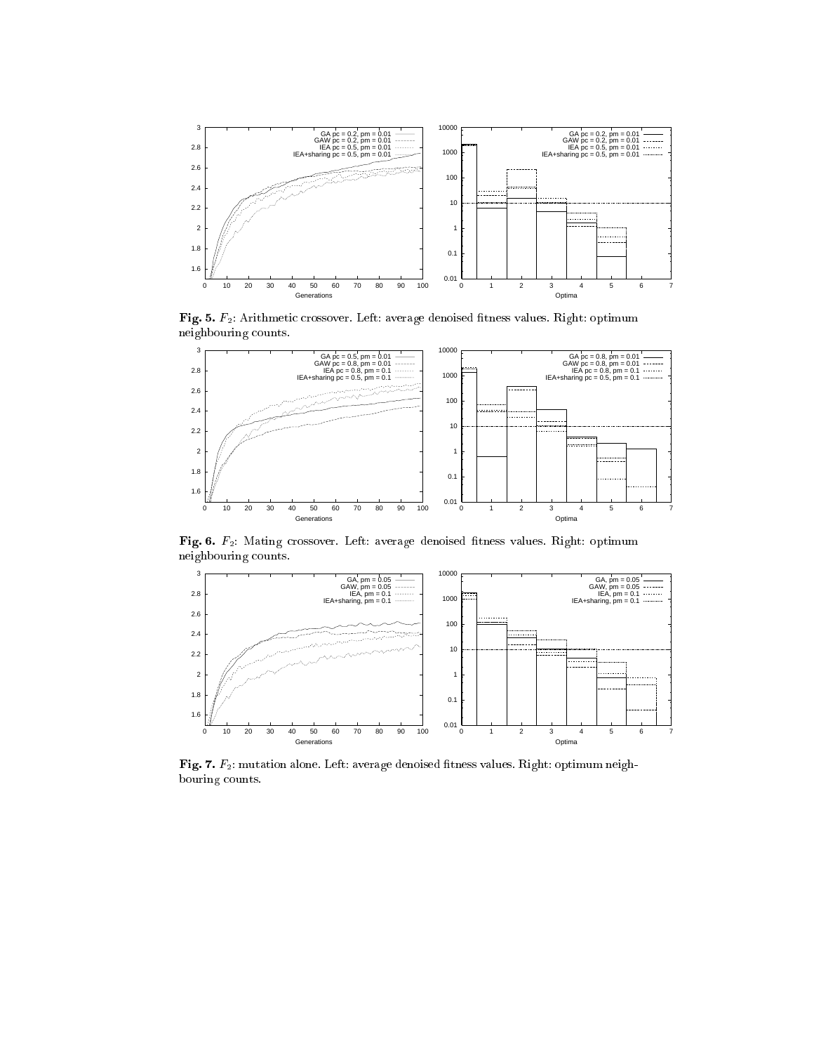**Fig. 5.** $F_2$: Arithmetic crossover. Left: average denoised fitness values. Right: optimum neighbouring counts.

**Fig. 6.** $F_2$: Mating crossover. Left: average denoised fitness values. Right: optimum neighbouring counts.

**Fig. 7.** $F_2$: mutation alone. Left: average denoised fitness values. Right: optimum neighbouring counts.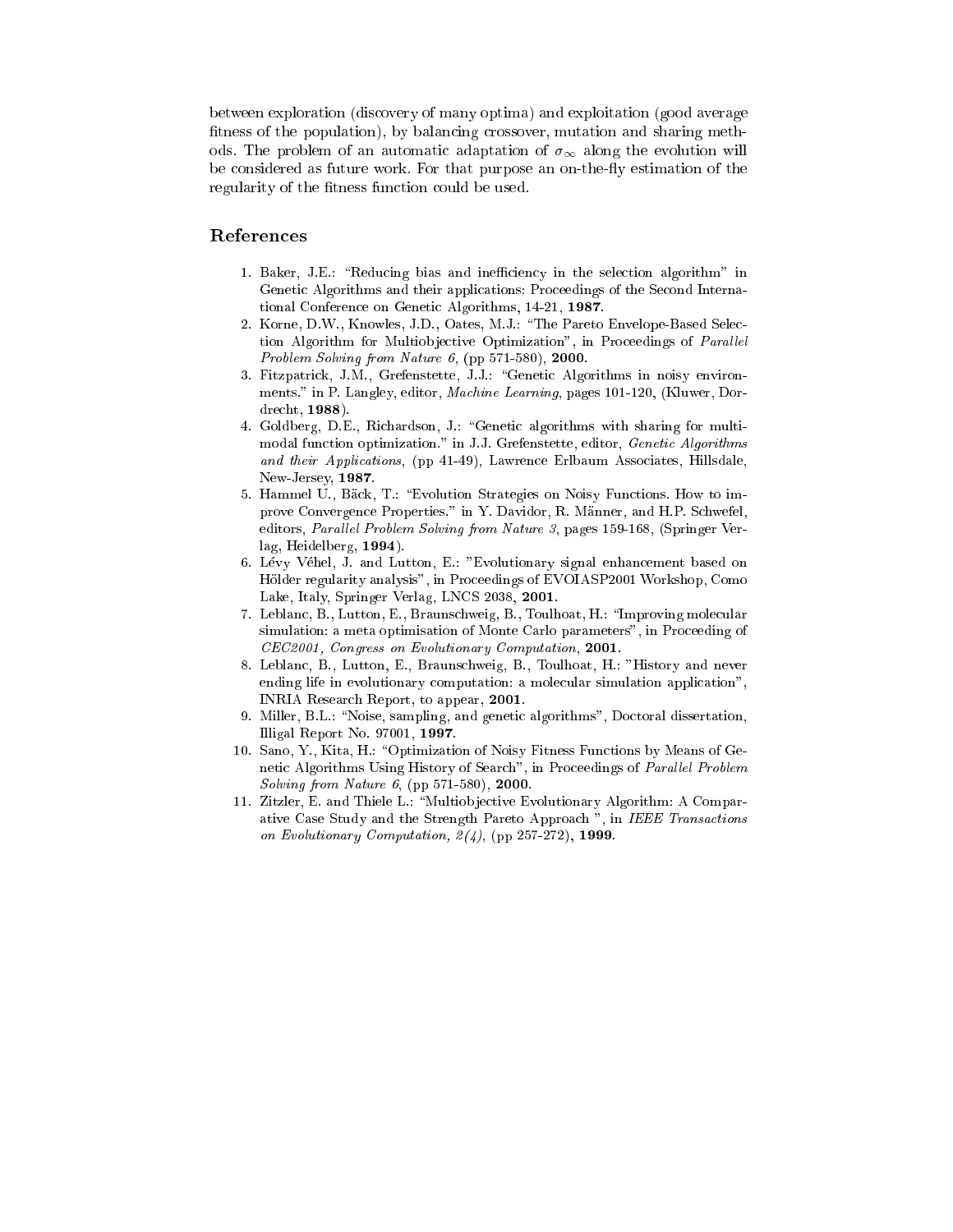between exploration (discovery of many optima) and exploitation (good average fitness of the population), by balancing crossover, mutation and sharing methods. The problem of an automatic adaptation of $\sigma_\infty$ along the evolution will be considered as future work. For that purpose an on-the-fly estimation of the regularity of the fitness function could be used.

## References

1. Baker, J.E.: "Reducing bias and inefficiency in the selection algorithm" in Genetic Algorithms and their applications: Proceedings of the Second International Conference on Genetic Algorithms, 14-21, **1987**.
2. Korne, D.W., Knowles, J.D., Oates, M.J.: "The Pareto Envelope-Based Selection Algorithm for Multiobjective Optimization", in Proceedings of *Parallel Problem Solving from Nature 6*, (pp 571-580), **2000**.
3. Fitzpatrick, J.M., Grefenstette, J.J.: "Genetic Algorithms in noisy environments." in P. Langley, editor, *Machine Learning*, pages 101-120, (Kluwer, Dordrecht, **1988**).
4. Goldberg, D.E., Richardson, J.: "Genetic algorithms with sharing for multimodal function optimization." in J.J. Grefenstette, editor, *Genetic Algorithms and their Applications*, (pp 41-49), Lawrence Erlbaum Associates, Hillsdale, New-Jersey, **1987**.
5. Hammel U., Bäck, T.: "Evolution Strategies on Noisy Functions. How to improve Convergence Properties." in Y. Davidor, R. Männer, and H.P. Schwefel, editors, *Parallel Problem Solving from Nature 3*, pages 159-168, (Springer Verlag, Heidelberg, **1994**).
6. Lévy Véhel, J. and Lutton, E.: "Evolutionary signal enhancement based on Hölder regularity analysis", in Proceedings of EVOIASP2001 Workshop, Como Lake, Italy, Springer Verlag, LNCS 2038, **2001**.
7. Leblanc, B., Lutton, E., Braunschweig, B., Toulhoat, H.: "Improving molecular simulation: a meta optimisation of Monte Carlo parameters", in Proceeding of *CEC2001, Congress on Evolutionary Computation*, **2001**.
8. Leblanc, B., Lutton, E., Braunschweig, B., Toulhoat, H.: "History and never ending life in evolutionary computation: a molecular simulation application", INRIA Research Report, to appear, **2001**.
9. Miller, B.L.: "Noise, sampling, and genetic algorithms", Doctoral dissertation, Illigal Report No. 97001, **1997**.
10. Sano, Y., Kita, H.: "Optimization of Noisy Fitness Functions by Means of Genetic Algorithms Using History of Search", in Proceedings of *Parallel Problem Solving from Nature 6*, (pp 571-580), **2000**.
11. Zitzler, E. and Thiele L.: "Multiobjective Evolutionary Algorithm: A Comparative Case Study and the Strength Pareto Approach ", in *IEEE Transactions on Evolutionary Computation, 2(4)*, (pp 257-272), **1999**.